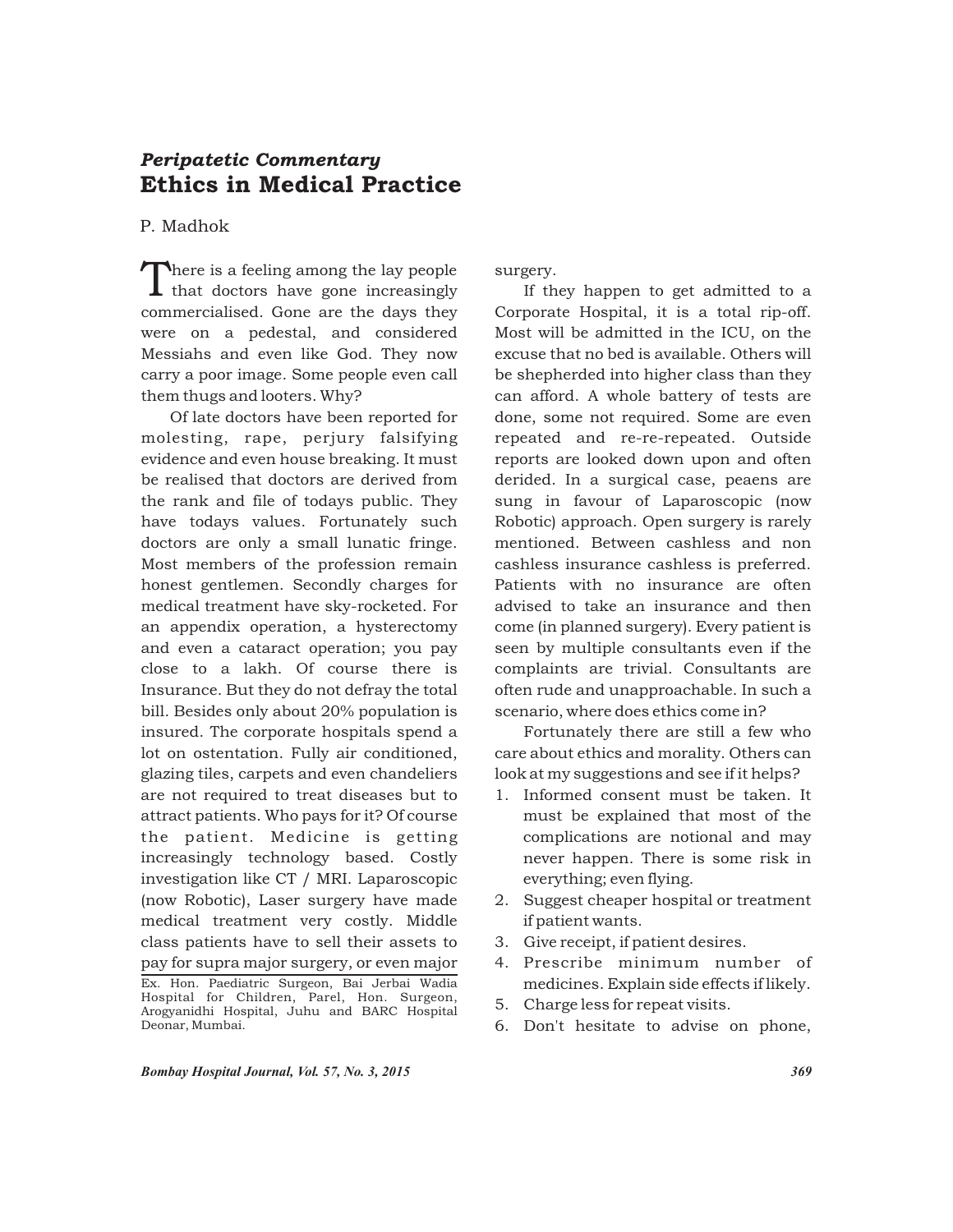*Peripatetic Commentary*

# Ethics in Medical Practice

P. Madhok

There is a feeling among the lay people that doctors have gone increasingly commercialised. Gone are the days they were on a pedestal, and considered Messiahs and even like God. They now carry a poor image. Some people even call them thugs and looters. Why?

Of late doctors have been reported for molesting, rape, perjury falsifying evidence and even house breaking. It must be realised that doctors are derived from the rank and file of todays public. They have todays values. Fortunately such doctors are only a small lunatic fringe. Most members of the profession remain honest gentlemen. Secondly charges for medical treatment have sky-rocketed. For an appendix operation, a hysterectomy and even a cataract operation; you pay close to a lakh. Of course there is Insurance. But they do not defray the total bill. Besides only about 20% population is insured. The corporate hospitals spend a lot on ostentation. Fully air conditioned, glazing tiles, carpets and even chandeliers are not required to treat diseases but to attract patients. Who pays for it? Of course the patient. Medicine is getting increasingly technology based. Costly investigation like CT / MRI. Laparoscopic (now Robotic), Laser surgery have made medical treatment very costly. Middle class patients have to sell their assets to pay for supra major surgery, or even major surgery.

Ex. Hon. Paediatric Surgeon, Bai Jerbai Wadia Hospital for Children, Parel, Hon. Surgeon, Arogyanidhi Hospital, Juhu and BARC Hospital Deonar, Mumbai.

If they happen to get admitted to a Corporate Hospital, it is a total rip-off. Most will be admitted in the ICU, on the excuse that no bed is available. Others will be shepherded into higher class than they can afford. A whole battery of tests are done, some not required. Some are even repeated and re-re-repeated. Outside reports are looked down upon and often derided. In a surgical case, peaens are sung in favour of Laparoscopic (now Robotic) approach. Open surgery is rarely mentioned. Between cashless and non cashless insurance cashless is preferred. Patients with no insurance are often advised to take an insurance and then come (in planned surgery). Every patient is seen by multiple consultants even if the complaints are trivial. Consultants are often rude and unapproachable. In such a scenario, where does ethics come in?

Fortunately there are still a few who care about ethics and morality. Others can look at my suggestions and see if it helps?

1. Informed consent must be taken. It must be explained that most of the complications are notional and may never happen. There is some risk in everything; even flying.
2. Suggest cheaper hospital or treatment if patient wants.
3. Give receipt, if patient desires.
4. Prescribe minimum number of medicines. Explain side effects if likely.
5. Charge less for repeat visits.
6. Don't hesitate to advise on phone,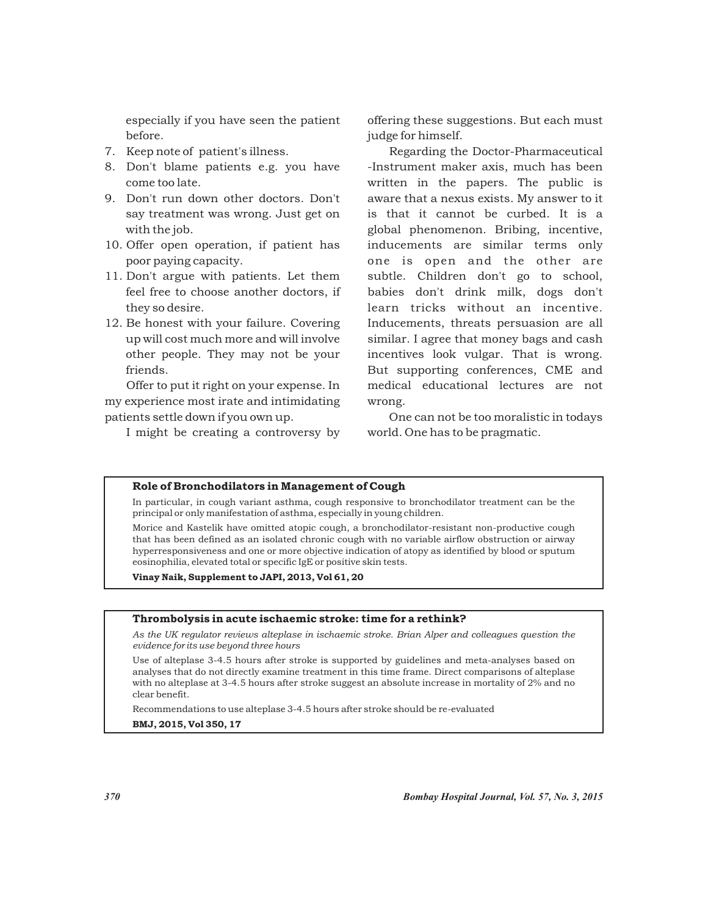especially if you have seen the patient before.

7. Keep note of patient's illness.
8. Don't blame patients e.g. you have come too late.
9. Don't run down other doctors. Don't say treatment was wrong. Just get on with the job.
10. Offer open operation, if patient has poor paying capacity.
11. Don't argue with patients. Let them feel free to choose another doctors, if they so desire.
12. Be honest with your failure. Covering up will cost much more and will involve other people. They may not be your friends.

Offer to put it right on your expense. In my experience most irate and intimidating patients settle down if you own up.

I might be creating a controversy by offering these suggestions. But each must judge for himself.

Regarding the Doctor-Pharmaceutical -Instrument maker axis, much has been written in the papers. The public is aware that a nexus exists. My answer to it is that it cannot be curbed. It is a global phenomenon. Bribing, incentive, inducements are similar terms only one is open and the other are subtle. Children don't go to school, babies don't drink milk, dogs don't learn tricks without an incentive. Inducements, threats persuasion are all similar. I agree that money bags and cash incentives look vulgar. That is wrong. But supporting conferences, CME and medical educational lectures are not wrong.

One can not be too moralistic in todays world. One has to be pragmatic.

---

**Role of Bronchodilators in Management of Cough**

In particular, in cough variant asthma, cough responsive to bronchodilator treatment can be the principal or only manifestation of asthma, especially in young children.

Morice and Kastelik have omitted atopic cough, a bronchodilator-resistant non-productive cough that has been defined as an isolated chronic cough with no variable airflow obstruction or airway hyperresponsiveness and one or more objective indication of atopy as identified by blood or sputum eosinophilia, elevated total or specific IgE or positive skin tests.

**Vinay Naik, Supplement to JAPI, 2013, Vol 61, 20**

---

**Thrombolysis in acute ischaemic stroke: time for a rethink?**

*As the UK regulator reviews alteplase in ischaemic stroke. Brian Alper and colleagues question the evidence for its use beyond three hours*

Use of alteplase 3-4.5 hours after stroke is supported by guidelines and meta-analyses based on analyses that do not directly examine treatment in this time frame. Direct comparisons of alteplase with no alteplase at 3-4.5 hours after stroke suggest an absolute increase in mortality of 2% and no clear benefit.

Recommendations to use alteplase 3-4.5 hours after stroke should be re-evaluated

**BMJ, 2015, Vol 350, 17**